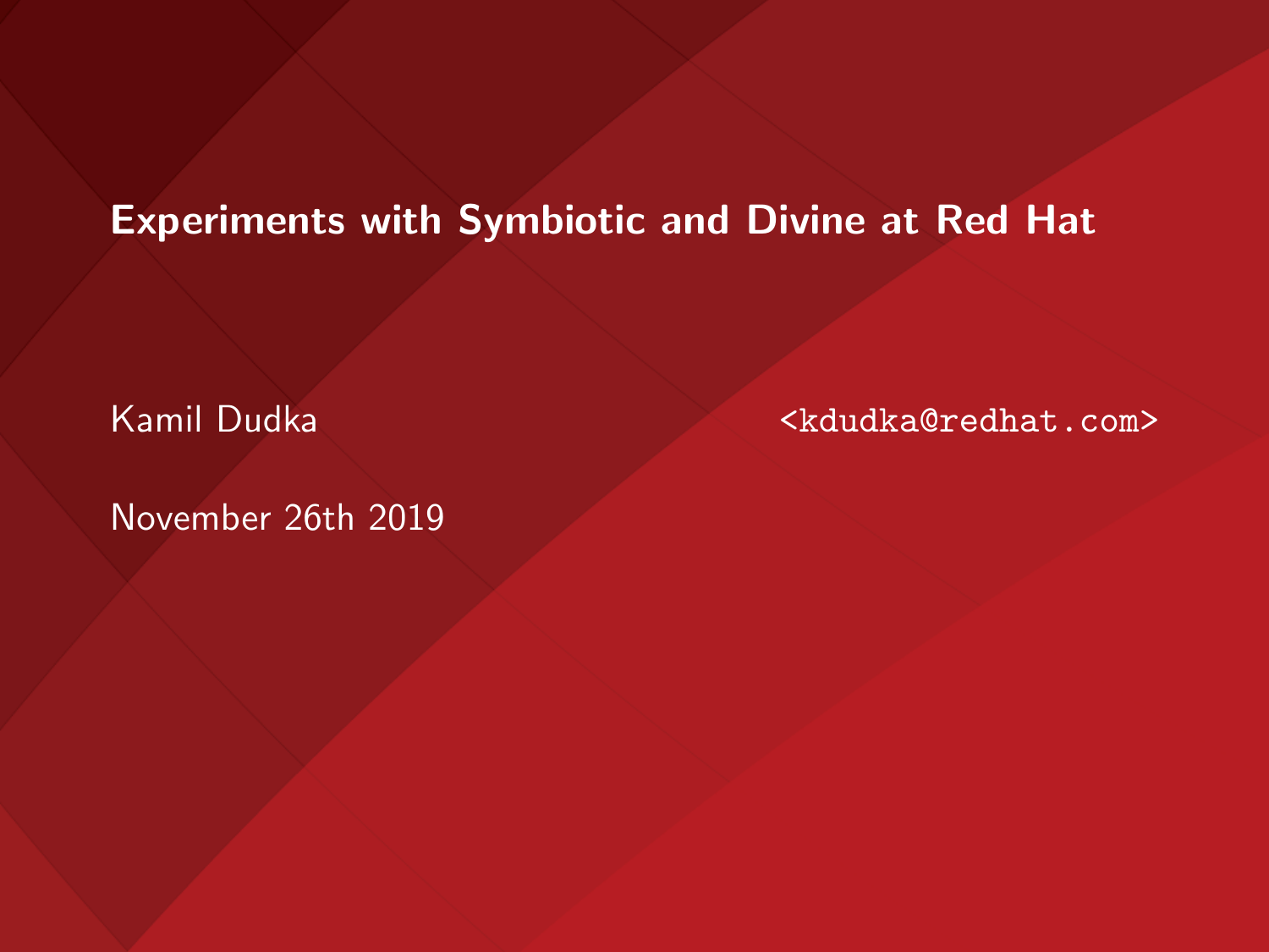# Experiments with Symbiotic and Divine at Red Hat

Kamil Dudka <kdudka@redhat.com>

November 26th 2019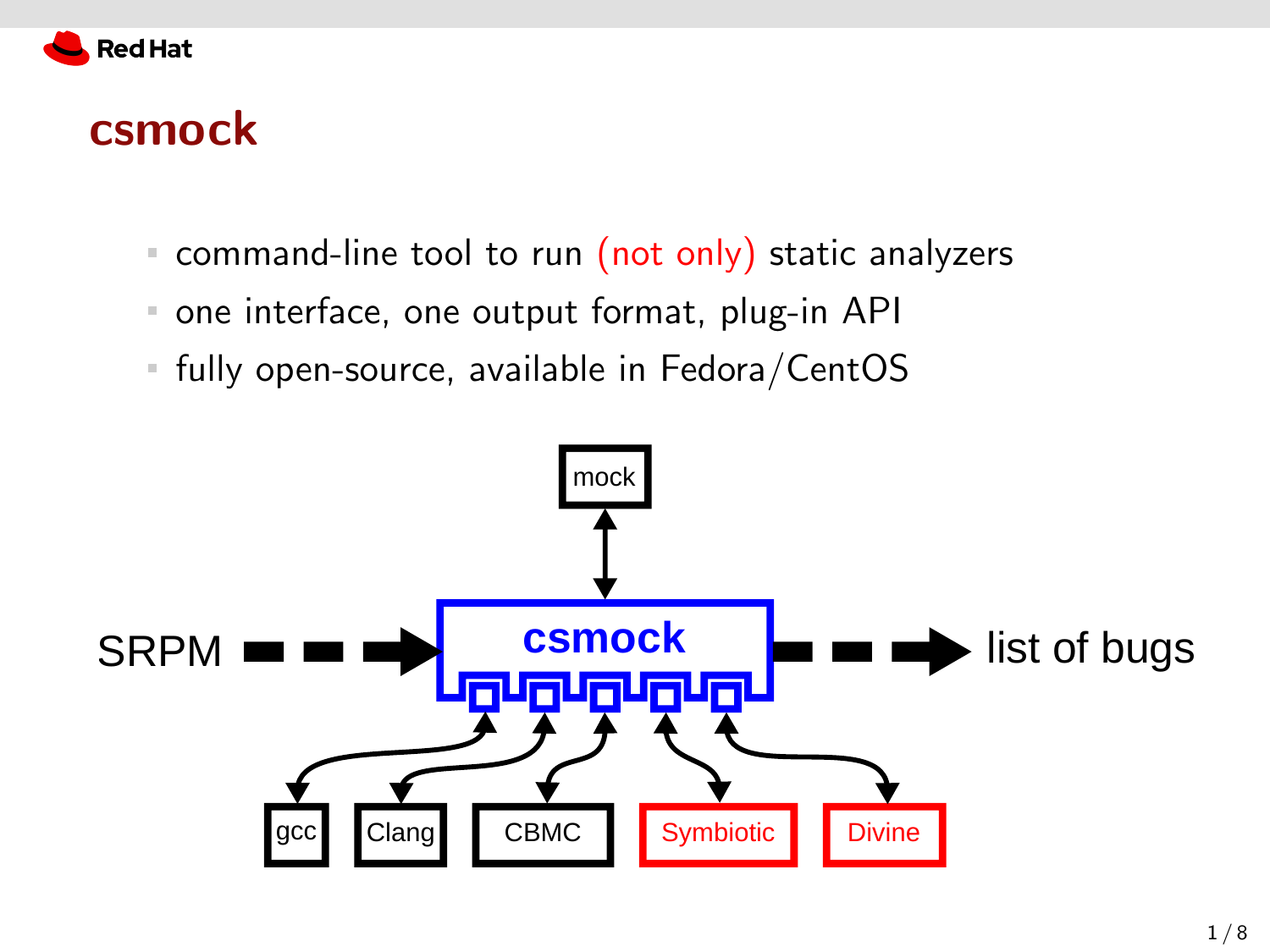# csmock

- command-line tool to run (not only) static analyzers
- one interface, one output format, plug-in API
- fully open-source, available in Fedora/CentOS

mock

SRPM → csmock → list of bugs

gcc Clang CBMC Symbiotic Divine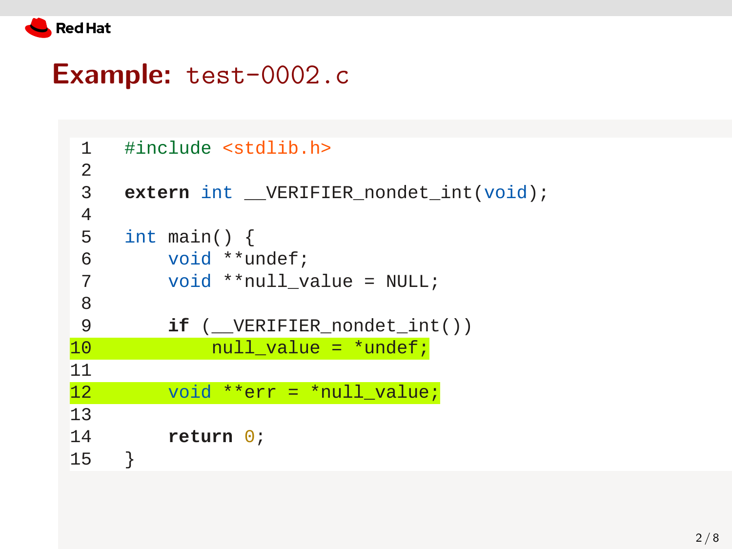# Example: test-0002.c

```c
#include <stdlib.h>

extern int __VERIFIER_nondet_int(void);

int main() {
    void **undef;
    void **null_value = NULL;

    if (__VERIFIER_nondet_int())
        null_value = *undef;

    void **err = *null_value;

    return 0;
}
```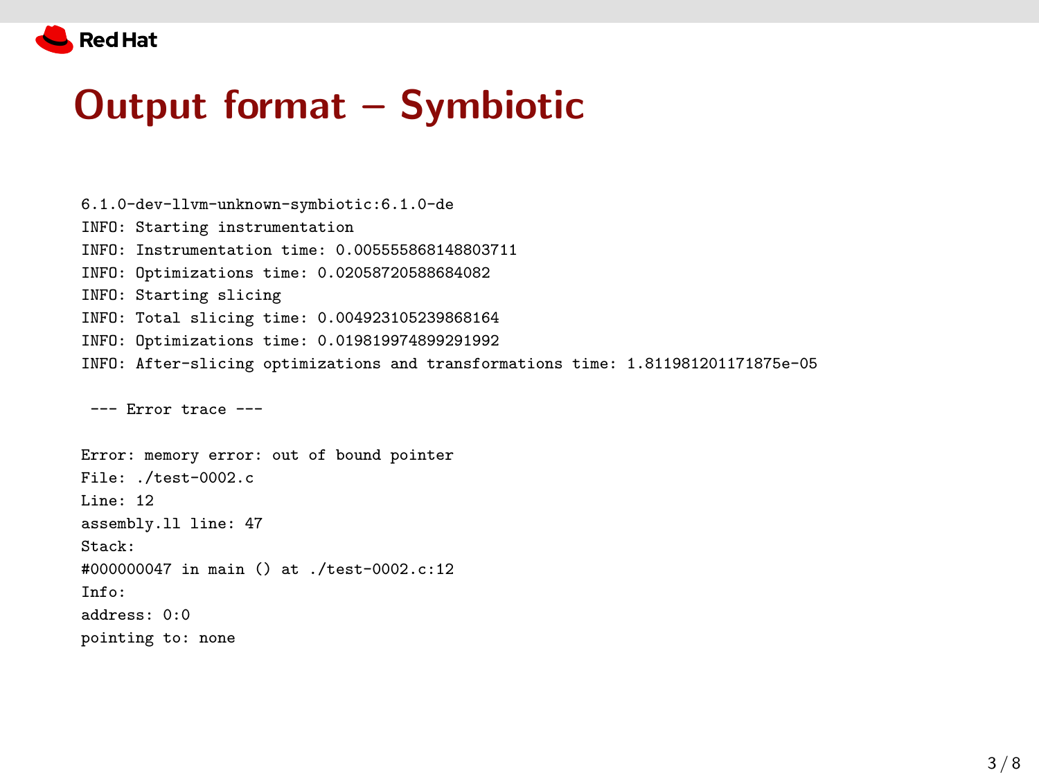# Output format – Symbiotic

```
6.1.0-dev-llvm-unknown-symbiotic:6.1.0-de
INFO: Starting instrumentation
INFO: Instrumentation time: 0.005555868148803711
INFO: Optimizations time: 0.02058720588684082
INFO: Starting slicing
INFO: Total slicing time: 0.004923105239868164
INFO: Optimizations time: 0.019819974899291992
INFO: After-slicing optimizations and transformations time: 1.811981201171875e-05

 --- Error trace ---

Error: memory error: out of bound pointer
File: ./test-0002.c
Line: 12
assembly.ll line: 47
Stack:
#000000047 in main () at ./test-0002.c:12
Info:
address: 0:0
pointing to: none
```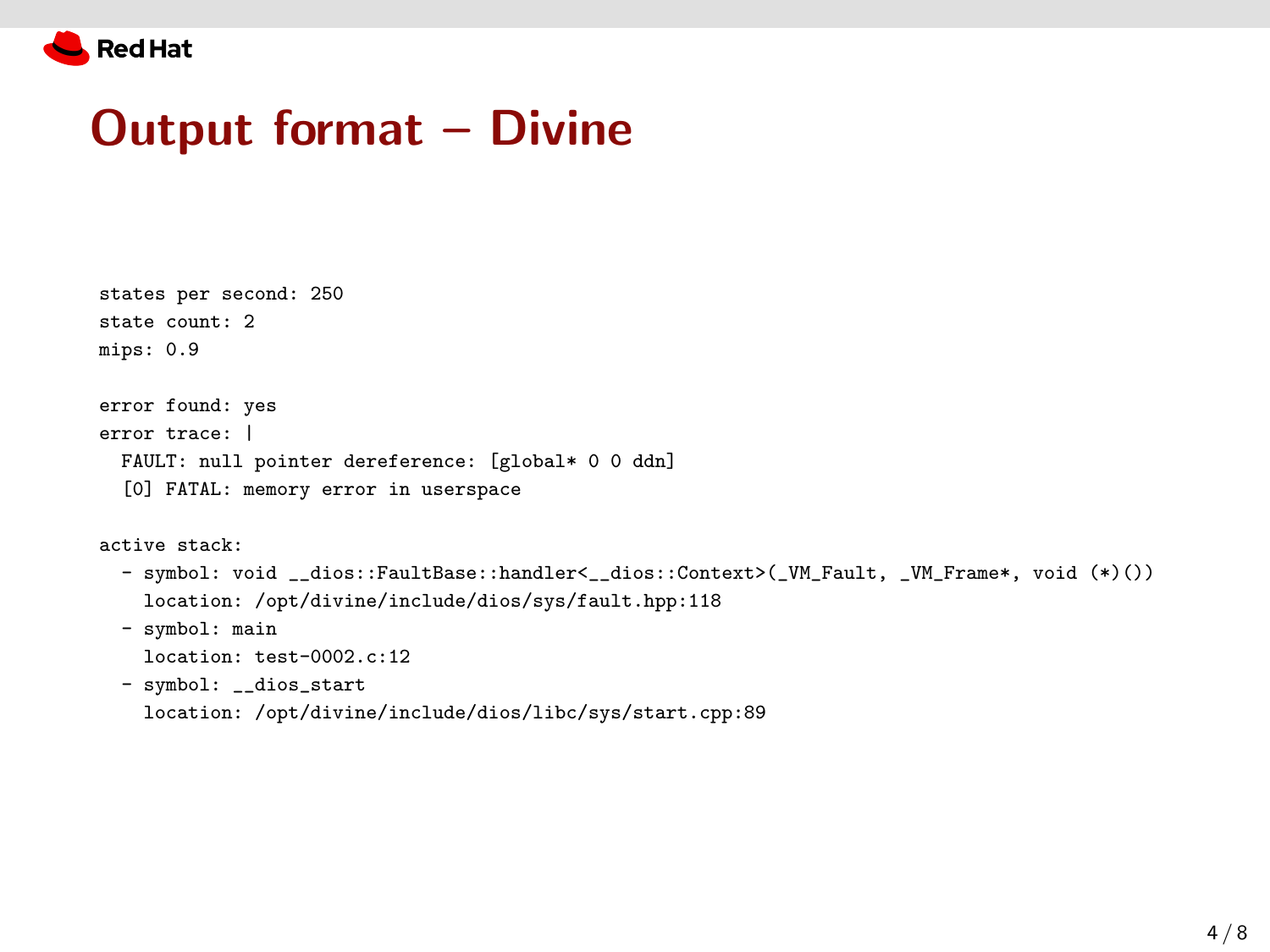# Output format – Divine

```
states per second: 250
state count: 2
mips: 0.9

error found: yes
error trace: |
  FAULT: null pointer dereference: [global* 0 0 ddn]
  [0] FATAL: memory error in userspace

active stack:
  - symbol: void __dios::FaultBase::handler<__dios::Context>(_VM_Fault, _VM_Frame*, void (*)())
    location: /opt/divine/include/dios/sys/fault.hpp:118
  - symbol: main
    location: test-0002.c:12
  - symbol: __dios_start
    location: /opt/divine/include/dios/libc/sys/start.cpp:89
```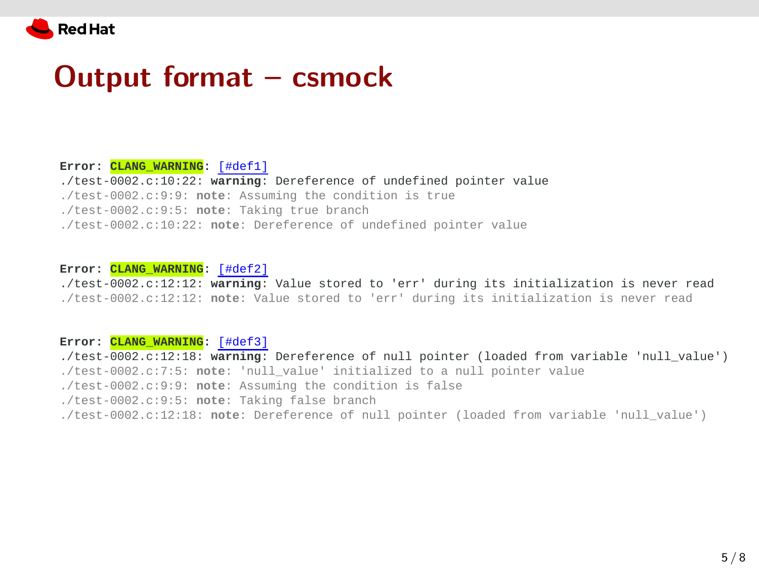# Output format – csmock

```
Error: CLANG_WARNING: [#def1]
./test-0002.c:10:22: warning: Dereference of undefined pointer value
./test-0002.c:9:9: note: Assuming the condition is true
./test-0002.c:9:5: note: Taking true branch
./test-0002.c:10:22: note: Dereference of undefined pointer value

Error: CLANG_WARNING: [#def2]
./test-0002.c:12:12: warning: Value stored to 'err' during its initialization is never read
./test-0002.c:12:12: note: Value stored to 'err' during its initialization is never read

Error: CLANG_WARNING: [#def3]
./test-0002.c:12:18: warning: Dereference of null pointer (loaded from variable 'null_value')
./test-0002.c:7:5: note: 'null_value' initialized to a null pointer value
./test-0002.c:9:9: note: Assuming the condition is false
./test-0002.c:9:5: note: Taking false branch
./test-0002.c:12:18: note: Dereference of null pointer (loaded from variable 'null_value')
```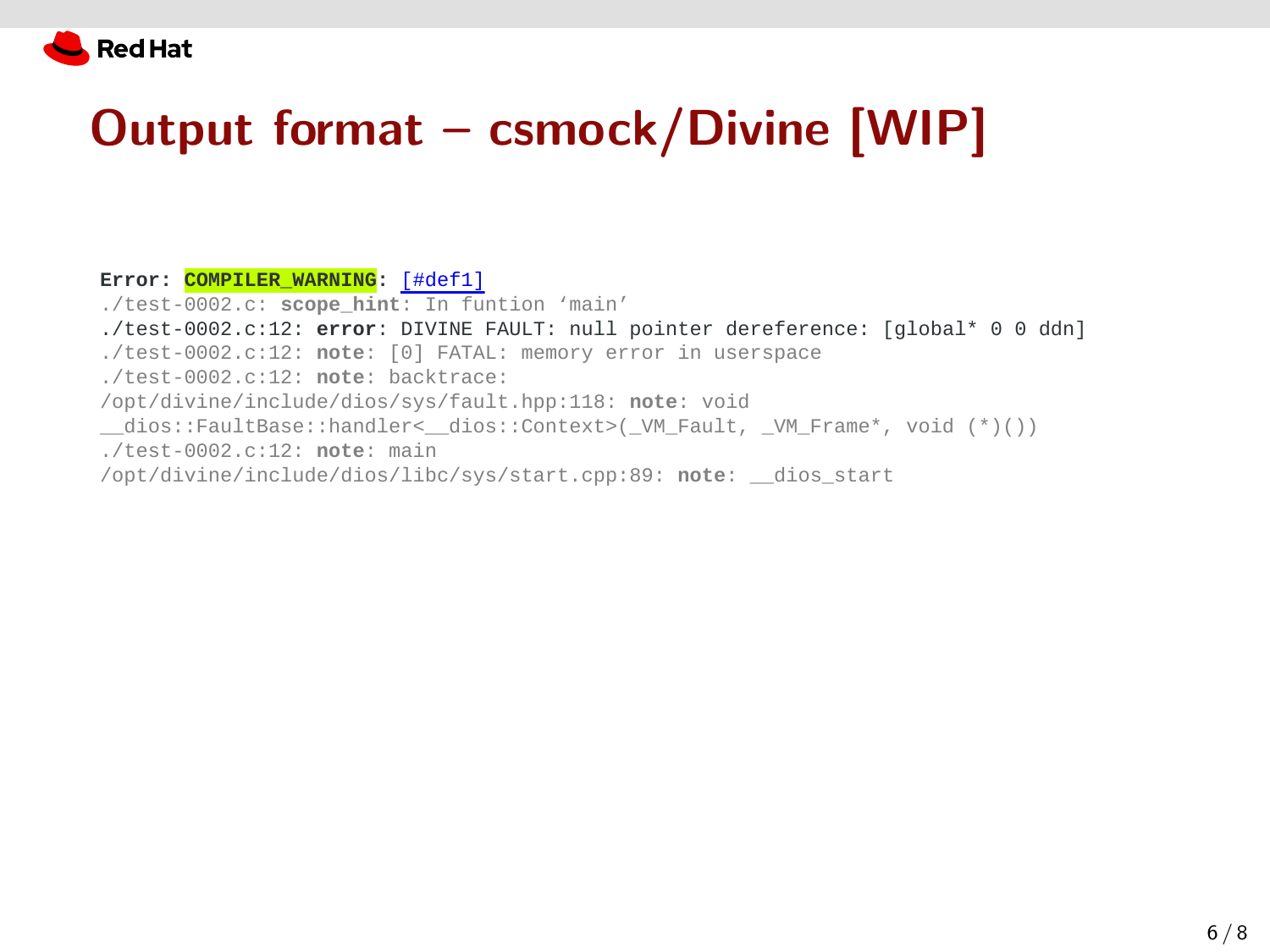# Output format – csmock/Divine [WIP]

```
Error: COMPILER_WARNING: [#def1]
./test-0002.c: scope_hint: In funtion ‘main’
./test-0002.c:12: error: DIVINE FAULT: null pointer dereference: [global* 0 0 ddn]
./test-0002.c:12: note: [0] FATAL: memory error in userspace
./test-0002.c:12: note: backtrace:
/opt/divine/include/dios/sys/fault.hpp:118: note: void
__dios::FaultBase::handler<__dios::Context>(_VM_Fault, _VM_Frame*, void (*)())
./test-0002.c:12: note: main
/opt/divine/include/dios/libc/sys/start.cpp:89: note: __dios_start
```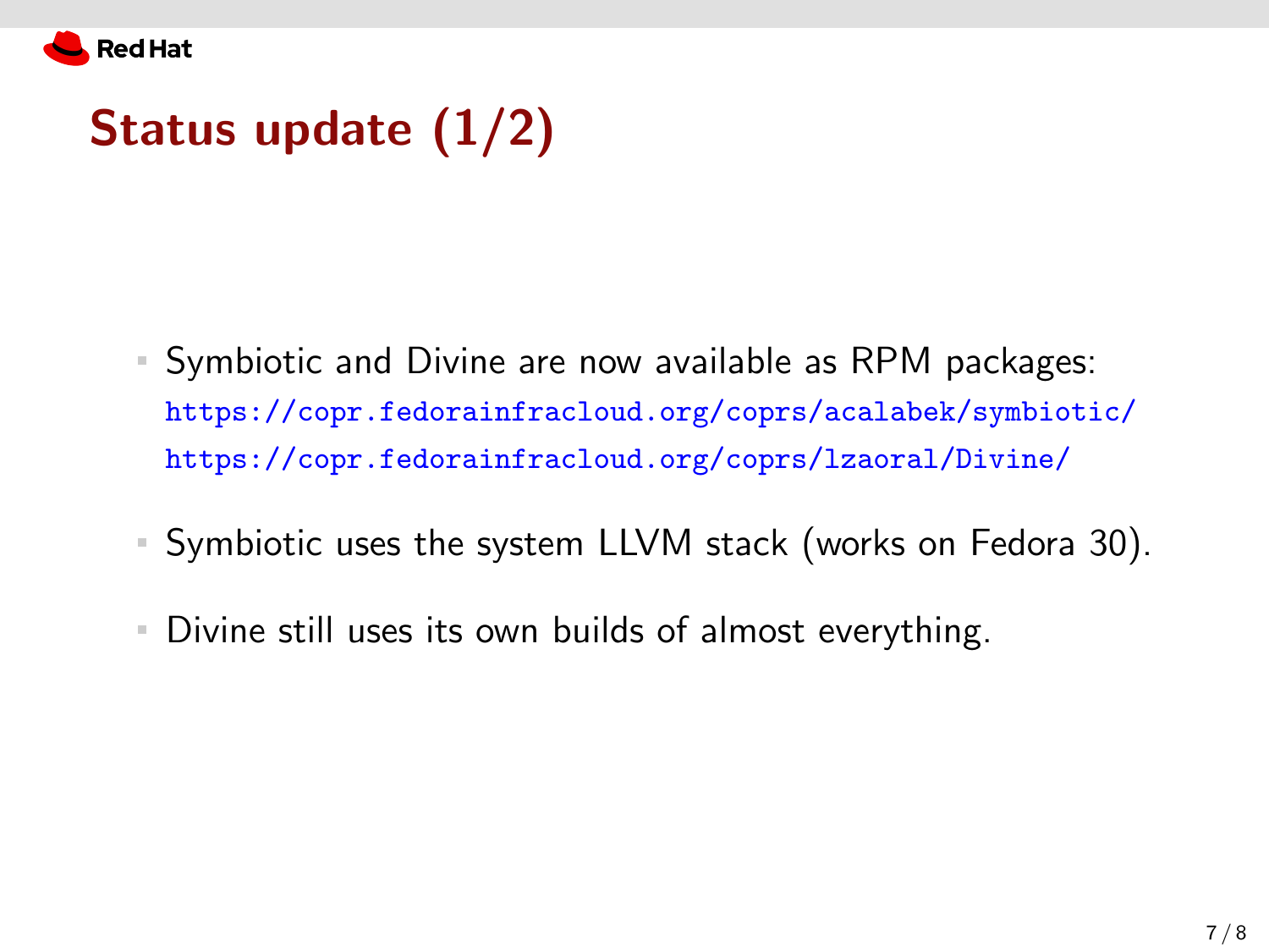# Status update (1/2)

- Symbiotic and Divine are now available as RPM packages:
  https://copr.fedorainfracloud.org/coprs/acalabek/symbiotic/
  https://copr.fedorainfracloud.org/coprs/lzaoral/Divine/
- Symbiotic uses the system LLVM stack (works on Fedora 30).
- Divine still uses its own builds of almost everything.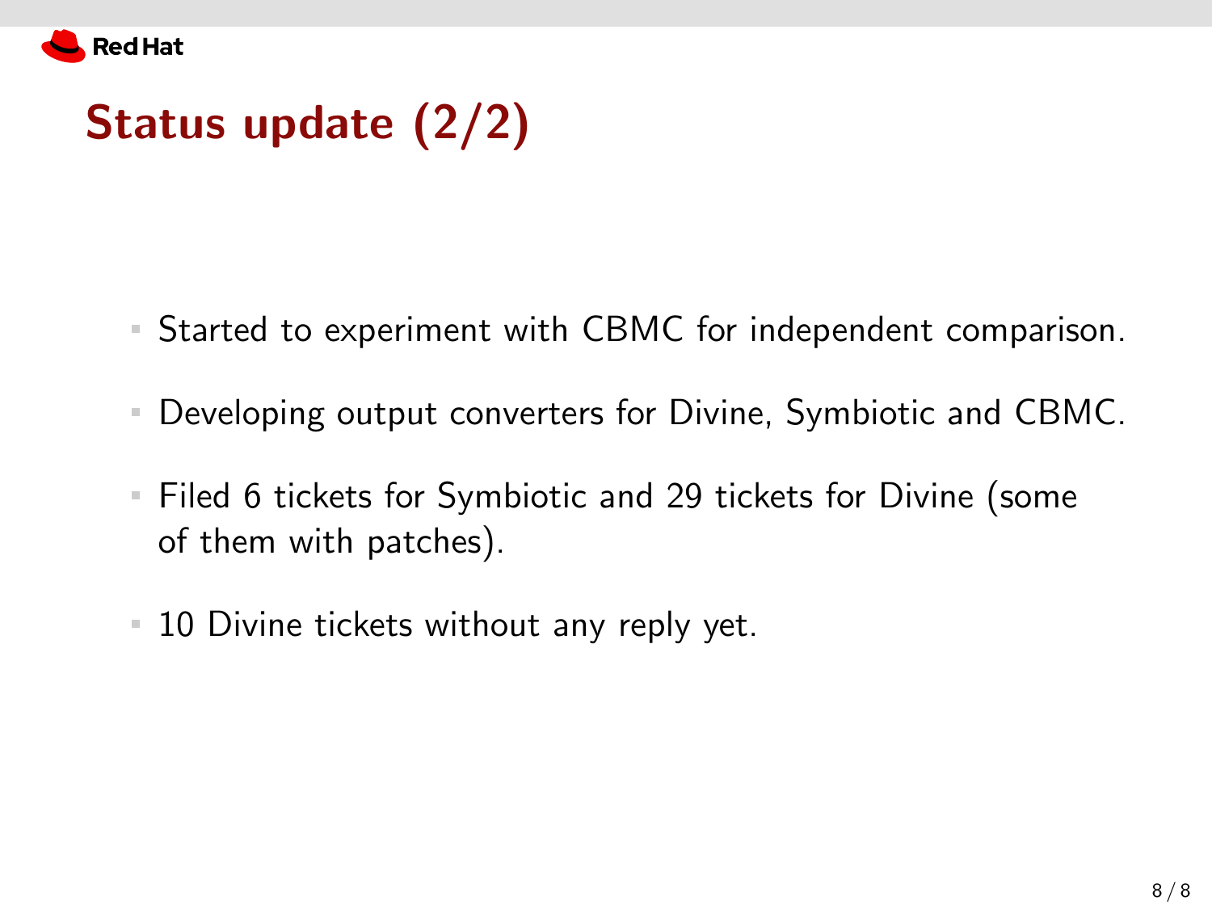# Status update (2/2)

- Started to experiment with CBMC for independent comparison.
- Developing output converters for Divine, Symbiotic and CBMC.
- Filed 6 tickets for Symbiotic and 29 tickets for Divine (some of them with patches).
- 10 Divine tickets without any reply yet.